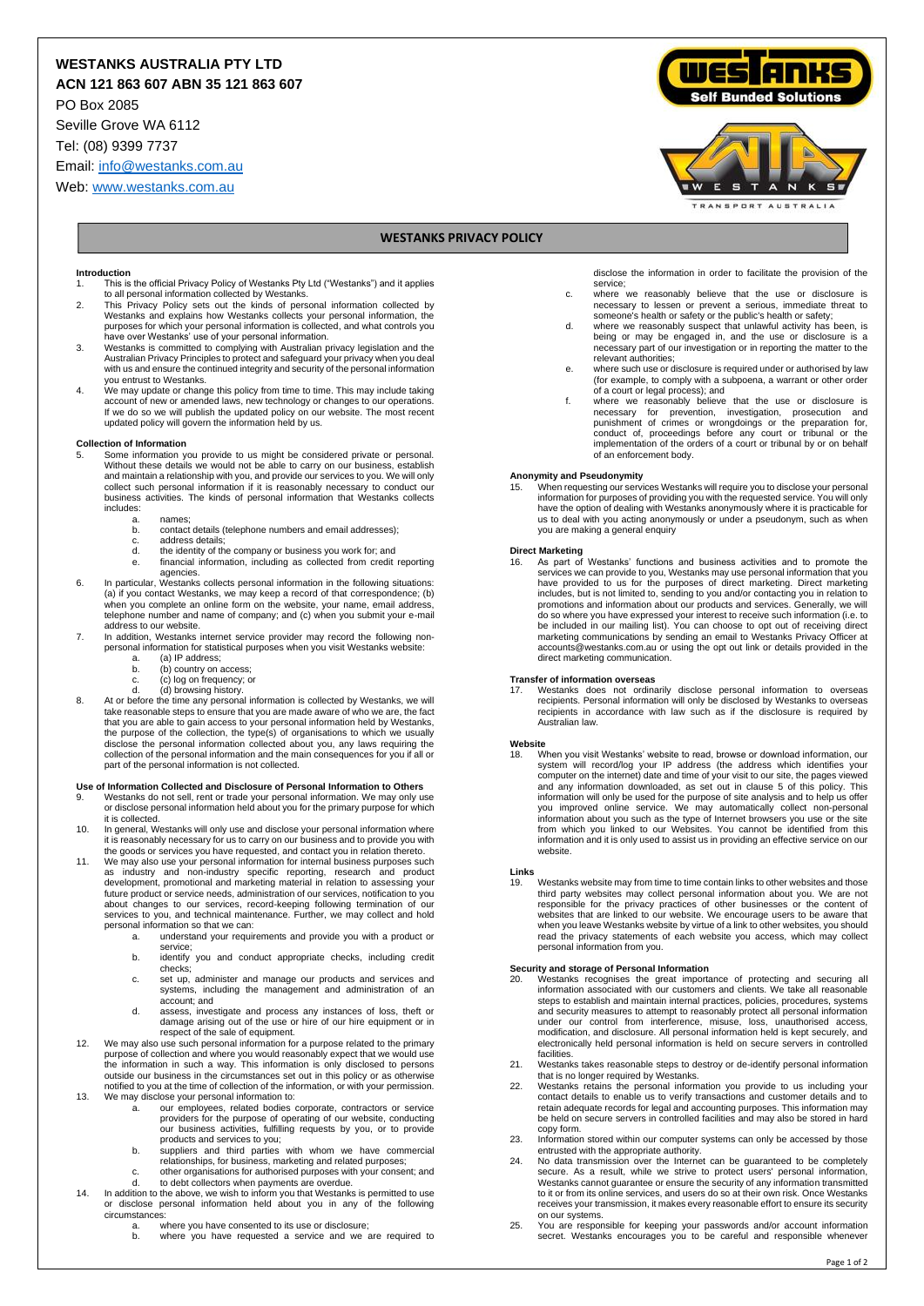**WESTANKS AUSTRALIA PTY LTD**
**ACN 121 863 607 ABN 35 121 863 607**

PO Box 2085
Seville Grove WA 6112
Tel: (08) 9399 7737
Email: info@westanks.com.au
Web: www.westanks.com.au

# WESTANKS PRIVACY POLICY

## Introduction

1. This is the official Privacy Policy of Westanks Pty Ltd ("Westanks") and it applies to all personal information collected by Westanks.
2. This Privacy Policy sets out the kinds of personal information collected by Westanks and explains how Westanks collects your personal information, the purposes for which your personal information is collected, and what controls you have over Westanks' use of your personal information.
3. Westanks is committed to complying with Australian privacy legislation and the Australian Privacy Principles to protect and safeguard your privacy when you deal with us and ensure the continued integrity and security of the personal information you entrust to Westanks.
4. We may update or change this policy from time to time. This may include taking account of new or amended laws, new technology or changes to our operations. If we do so we will publish the updated policy on our website. The most recent updated policy will govern the information held by us.

## Collection of Information

5. Some information you provide to us might be considered private or personal. Without these details we would not be able to carry on our business, establish and maintain a relationship with you, and provide our services to you. We will only collect such personal information if it is reasonably necessary to conduct our business activities. The kinds of personal information that Westanks collects includes:
   a. names;
   b. contact details (telephone numbers and email addresses);
   c. address details;
   d. the identity of the company or business you work for; and
   e. financial information, including as collected from credit reporting agencies.
6. In particular, Westanks collects personal information in the following situations: (a) if you contact Westanks, we may keep a record of that correspondence; (b) when you complete an online form on the website, your name, email address, telephone number and name of company; and (c) when you submit your e-mail address to our website.
7. In addition, Westanks internet service provider may record the following non-personal information for statistical purposes when you visit Westanks website:
   a. (a) IP address;
   b. (b) country on access;
   c. (c) log on frequency; or
   d. (d) browsing history.
8. At or before the time any personal information is collected by Westanks, we will take reasonable steps to ensure that you are made aware of who we are, the fact that you are able to gain access to your personal information held by Westanks, the purpose of the collection, the type(s) of organisations to which we usually disclose the personal information collected about you, any laws requiring the collection of the personal information and the main consequences for you if all or part of the personal information is not collected.

## Use of Information Collected and Disclosure of Personal Information to Others

9. Westanks do not sell, rent or trade your personal information. We may only use or disclose personal information held about you for the primary purpose for which it is collected.
10. In general, Westanks will only use and disclose your personal information where it is reasonably necessary for us to carry on our business and to provide you with the goods or services you have requested, and contact you in relation thereto.
11. We may also use your personal information for internal business purposes such as industry and non-industry specific reporting, research and product development, promotional and marketing material in relation to assessing your future product or service needs, administration of our services, notification to you about changes to our services, record-keeping following termination of our services to you, and technical maintenance. Further, we may collect and hold personal information so that we can:
    a. understand your requirements and provide you with a product or service;
    b. identify you and conduct appropriate checks, including credit checks;
    c. set up, administer and manage our products and services and systems, including the management and administration of an account; and
    d. assess, investigate and process any instances of loss, theft or damage arising out of the use or hire of our hire equipment or in respect of the sale of equipment.
12. We may also use such personal information for a purpose related to the primary purpose of collection and where you would reasonably expect that we would use the information in such a way. This information is only disclosed to persons outside our business in the circumstances set out in this policy or as otherwise notified to you at the time of collection of the information, or with your permission.
13. We may disclose your personal information to:
    a. our employees, related bodies corporate, contractors or service providers for the purpose of operating of our website, conducting our business activities, fulfilling requests by you, or to provide products and services to you;
    b. suppliers and third parties with whom we have commercial relationships, for business, marketing and related purposes;
    c. other organisations for authorised purposes with your consent; and
    d. to debt collectors when payments are overdue.
14. In addition to the above, we wish to inform you that Westanks is permitted to use or disclose personal information held about you in any of the following circumstances:
    a. where you have consented to its use or disclosure;
    b. where you have requested a service and we are required to disclose the information in order to facilitate the provision of the service;
    c. where we reasonably believe that the use or disclosure is necessary to lessen or prevent a serious, immediate threat to someone's health or safety or the public's health or safety;
    d. where we reasonably suspect that unlawful activity has been, is being or may be engaged in, and the use or disclosure is a necessary part of our investigation or in reporting the matter to the relevant authorities;
    e. where such use or disclosure is required under or authorised by law (for example, to comply with a subpoena, a warrant or other order of a court or legal process); and
    f. where we reasonably believe that the use or disclosure is necessary for prevention, investigation, prosecution and punishment of crimes or wrongdoings or the preparation for, conduct of, proceedings before any court or tribunal or the implementation of the orders of a court or tribunal by or on behalf of an enforcement body.

## Anonymity and Pseudonymity

15. When requesting our services Westanks will require you to disclose your personal information for purposes of providing you with the requested service. You will only have the option of dealing with Westanks anonymously where it is practicable for us to deal with you acting anonymously or under a pseudonym, such as when you are making a general enquiry

## Direct Marketing

16. As part of Westanks' functions and business activities and to promote the services we can provide to you, Westanks may use personal information that you have provided to us for the purposes of direct marketing. Direct marketing includes, but is not limited to, sending to you and/or contacting you in relation to promotions and information about our products and services. Generally, we will do so where you have expressed your interest to receive such information (i.e. to be included in our mailing list). You can choose to opt out of receiving direct marketing communications by sending an email to Westanks Privacy Officer at accounts@westanks.com.au or using the opt out link or details provided in the direct marketing communication.

## Transfer of information overseas

17. Westanks does not ordinarily disclose personal information to overseas recipients. Personal information will only be disclosed by Westanks to overseas recipients in accordance with law such as if the disclosure is required by Australian law.

## Website

18. When you visit Westanks' website to read, browse or download information, our system will record/log your IP address (the address which identifies your computer on the internet) date and time of your visit to our site, the pages viewed and any information downloaded, as set out in clause 5 of this policy. This information will only be used for the purpose of site analysis and to help us offer you improved online service. We may automatically collect non-personal information about you such as the type of Internet browsers you use or the site from which you linked to our Websites. You cannot be identified from this information and it is only used to assist us in providing an effective service on our website.

## Links

19. Westanks website may from time to time contain links to other websites and those third party websites may collect personal information about you. We are not responsible for the privacy practices of other businesses or the content of websites that are linked to our website. We encourage users to be aware that when you leave Westanks website by virtue of a link to other websites, you should read the privacy statements of each website you access, which may collect personal information from you.

## Security and storage of Personal Information

20. Westanks recognises the great importance of protecting and securing all information associated with our customers and clients. We take all reasonable steps to establish and maintain internal practices, policies, procedures, systems and security measures to attempt to reasonably protect all personal information under our control from interference, misuse, loss, unauthorised access, modification, and disclosure. All personal information held is kept securely, and electronically held personal information is held on secure servers in controlled facilities.
21. Westanks takes reasonable steps to destroy or de-identify personal information that is no longer required by Westanks.
22. Westanks retains the personal information you provide to us including your contact details to enable us to verify transactions and customer details and to retain adequate records for legal and accounting purposes. This information may be held on secure servers in controlled facilities and may also be stored in hard copy form.
23. Information stored within our computer systems can only be accessed by those entrusted with the appropriate authority.
24. No data transmission over the Internet can be guaranteed to be completely secure. As a result, while we strive to protect users' personal information, Westanks cannot guarantee or ensure the security of any information transmitted to it or from its online services, and users do so at their own risk. Once Westanks receives your transmission, it makes every reasonable effort to ensure its security on our systems.
25. You are responsible for keeping your passwords and/or account information secret. Westanks encourages you to be careful and responsible whenever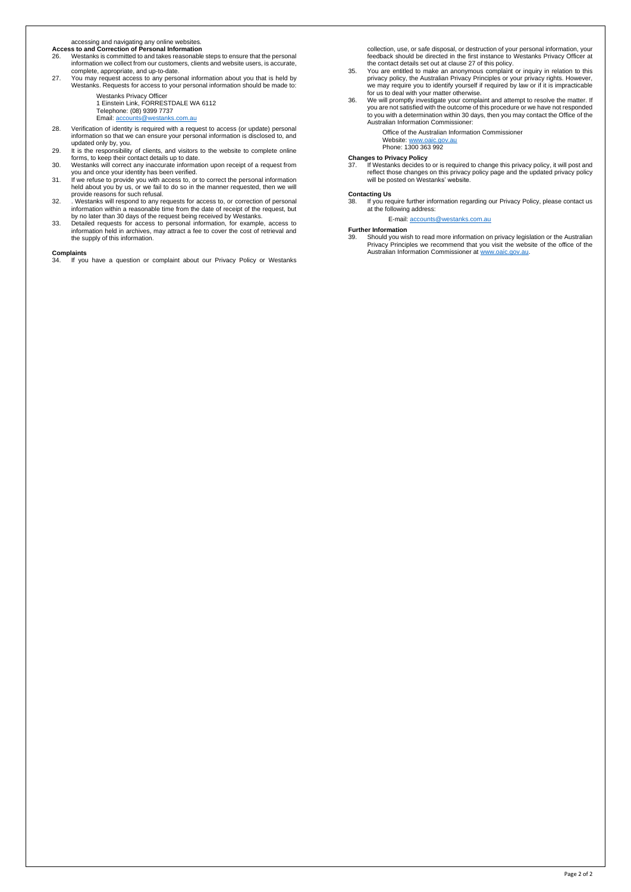accessing and navigating any online websites.

**Access to and Correction of Personal Information**

26. Westanks is committed to and takes reasonable steps to ensure that the personal information we collect from our customers, clients and website users, is accurate, complete, appropriate, and up-to-date.
27. You may request access to any personal information about you that is held by Westanks. Requests for access to your personal information should be made to:

    Westanks Privacy Officer
    1 Einstein Link, FORRESTDALE WA 6112
    Telephone: (08) 9399 7737
    Email: accounts@westanks.com.au

28. Verification of identity is required with a request to access (or update) personal information so that we can ensure your personal information is disclosed to, and updated only by, you.
29. It is the responsibility of clients, and visitors to the website to complete online forms, to keep their contact details up to date.
30. Westanks will correct any inaccurate information upon receipt of a request from you and once your identity has been verified.
31. If we refuse to provide you with access to, or to correct the personal information held about you by us, or we fail to do so in the manner requested, then we will provide reasons for such refusal.
32. . Westanks will respond to any requests for access to, or correction of personal information within a reasonable time from the date of receipt of the request, but by no later than 30 days of the request being received by Westanks.
33. Detailed requests for access to personal information, for example, access to information held in archives, may attract a fee to cover the cost of retrieval and the supply of this information.

**Complaints**

34. If you have a question or complaint about our Privacy Policy or Westanks collection, use, or safe disposal, or destruction of your personal information, your feedback should be directed in the first instance to Westanks Privacy Officer at the contact details set out at clause 27 of this policy.
35. You are entitled to make an anonymous complaint or inquiry in relation to this privacy policy, the Australian Privacy Principles or your privacy rights. However, we may require you to identify yourself if required by law or if it is impracticable for us to deal with your matter otherwise.
36. We will promptly investigate your complaint and attempt to resolve the matter. If you are not satisfied with the outcome of this procedure or we have not responded to you with a determination within 30 days, then you may contact the Office of the Australian Information Commissioner:

    Office of the Australian Information Commissioner
    Website: www.oaic.gov.au
    Phone: 1300 363 992

**Changes to Privacy Policy**

37. If Westanks decides to or is required to change this privacy policy, it will post and reflect those changes on this privacy policy page and the updated privacy policy will be posted on Westanks' website.

**Contacting Us**

38. If you require further information regarding our Privacy Policy, please contact us at the following address:

    E-mail: accounts@westanks.com.au

**Further Information**

39. Should you wish to read more information on privacy legislation or the Australian Privacy Principles we recommend that you visit the website of the office of the Australian Information Commissioner at www.oaic.gov.au.